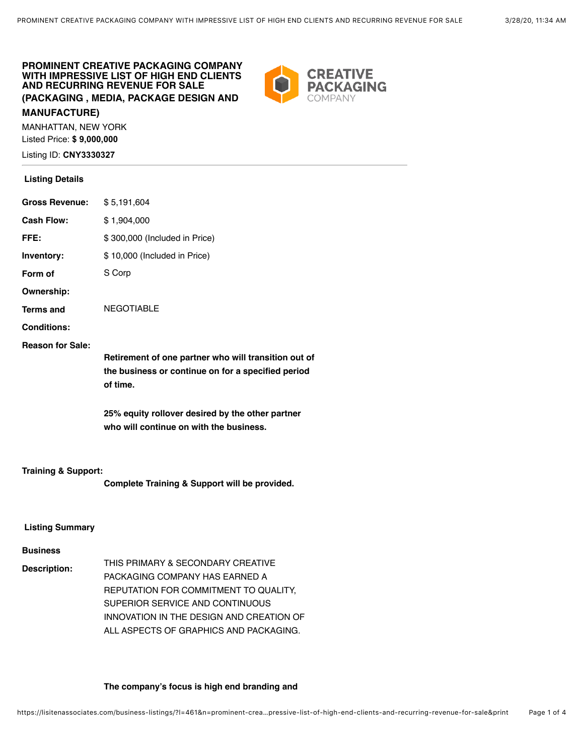# PROMINENT CREATIVE PACKAGING COMPANY WITH IMPRESSIVE LIST OF HIGH END CLIENTS AND RECURRING REVENUE FOR SALE (PACKAGING , MEDIA, PACKAGE DESIGN AND MANUFACTURE)

CREATIVE PACKAGING COMPANY

MANHATTAN, NEW YORK

Listed Price: **$ 9,000,000**

Listing ID: **CNY3330327**

---

## Listing Details

| | |
|---|---|
| **Gross Revenue:** | $ 5,191,604 |
| **Cash Flow:** | $ 1,904,000 |
| **FFE:** | $ 300,000 (Included in Price) |
| **Inventory:** | $ 10,000 (Included in Price) |
| **Form of Ownership:** | S Corp |
| **Terms and Conditions:** | NEGOTIABLE |

**Reason for Sale:**

**Retirement of one partner who will transition out of the business or continue on for a specified period of time.**

**25% equity rollover desired by the other partner who will continue on with the business.**

**Training & Support:**

**Complete Training & Support will be provided.**

## Listing Summary

**Business Description:**

THIS PRIMARY & SECONDARY CREATIVE PACKAGING COMPANY HAS EARNED A REPUTATION FOR COMMITMENT TO QUALITY, SUPERIOR SERVICE AND CONTINUOUS INNOVATION IN THE DESIGN AND CREATION OF ALL ASPECTS OF GRAPHICS AND PACKAGING.

**The company's focus is high end branding and**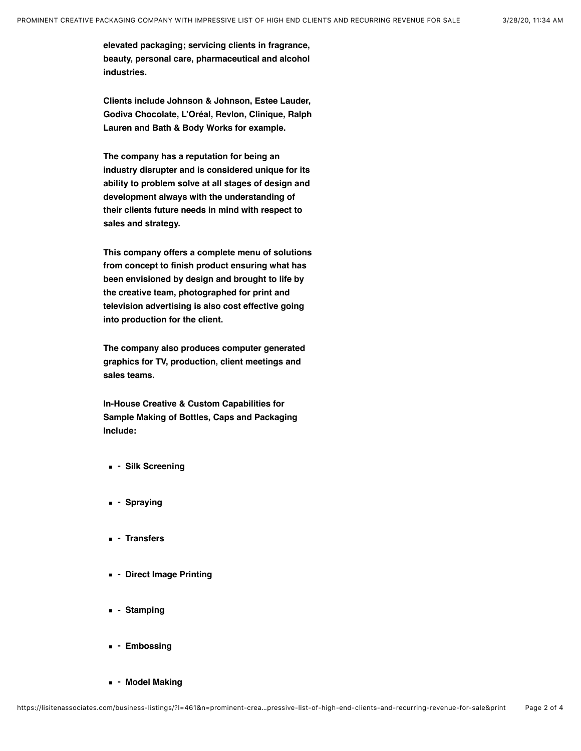**elevated packaging; servicing clients in fragrance, beauty, personal care, pharmaceutical and alcohol industries.**

**Clients include Johnson & Johnson, Estee Lauder, Godiva Chocolate, L'Oréal, Revlon, Clinique, Ralph Lauren and Bath & Body Works for example.**

**The company has a reputation for being an industry disrupter and is considered unique for its ability to problem solve at all stages of design and development always with the understanding of their clients future needs in mind with respect to sales and strategy.**

**This company offers a complete menu of solutions from concept to finish product ensuring what has been envisioned by design and brought to life by the creative team, photographed for print and television advertising is also cost effective going into production for the client.**

**The company also produces computer generated graphics for TV, production, client meetings and sales teams.**

**In-House Creative & Custom Capabilities for Sample Making of Bottles, Caps and Packaging Include:**

- **- Silk Screening**
- **- Spraying**
- **- Transfers**
- **- Direct Image Printing**
- **- Stamping**
- **- Embossing**
- **- Model Making**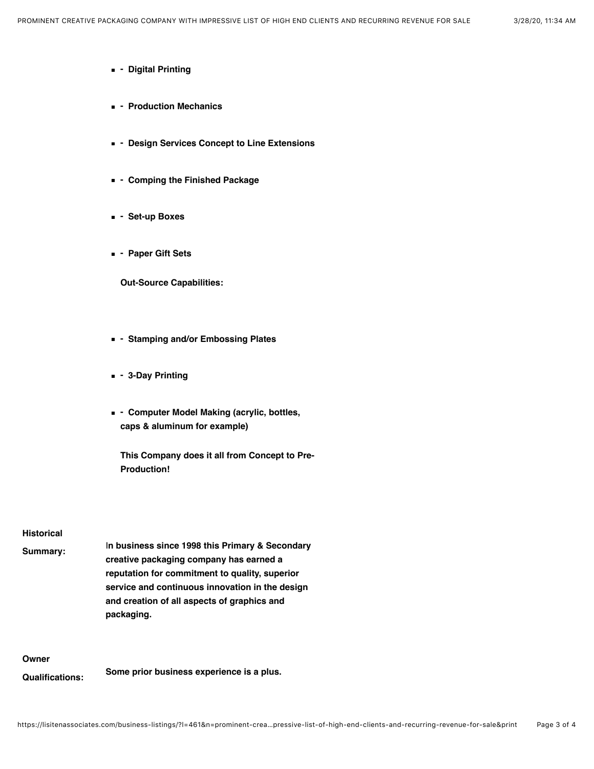- **- Digital Printing**
- **- Production Mechanics**
- **- Design Services Concept to Line Extensions**
- **- Comping the Finished Package**
- **- Set-up Boxes**
- **- Paper Gift Sets**

**Out-Source Capabilities:**

- **- Stamping and/or Embossing Plates**
- **- 3-Day Printing**
- **- Computer Model Making (acrylic, bottles, caps & aluminum for example)**

**This Company does it all from Concept to Pre-Production!**

**Historical Summary:** **In business since 1998 this Primary & Secondary creative packaging company has earned a reputation for commitment to quality, superior service and continuous innovation in the design and creation of all aspects of graphics and packaging.**

**Owner Qualifications:** **Some prior business experience is a plus.**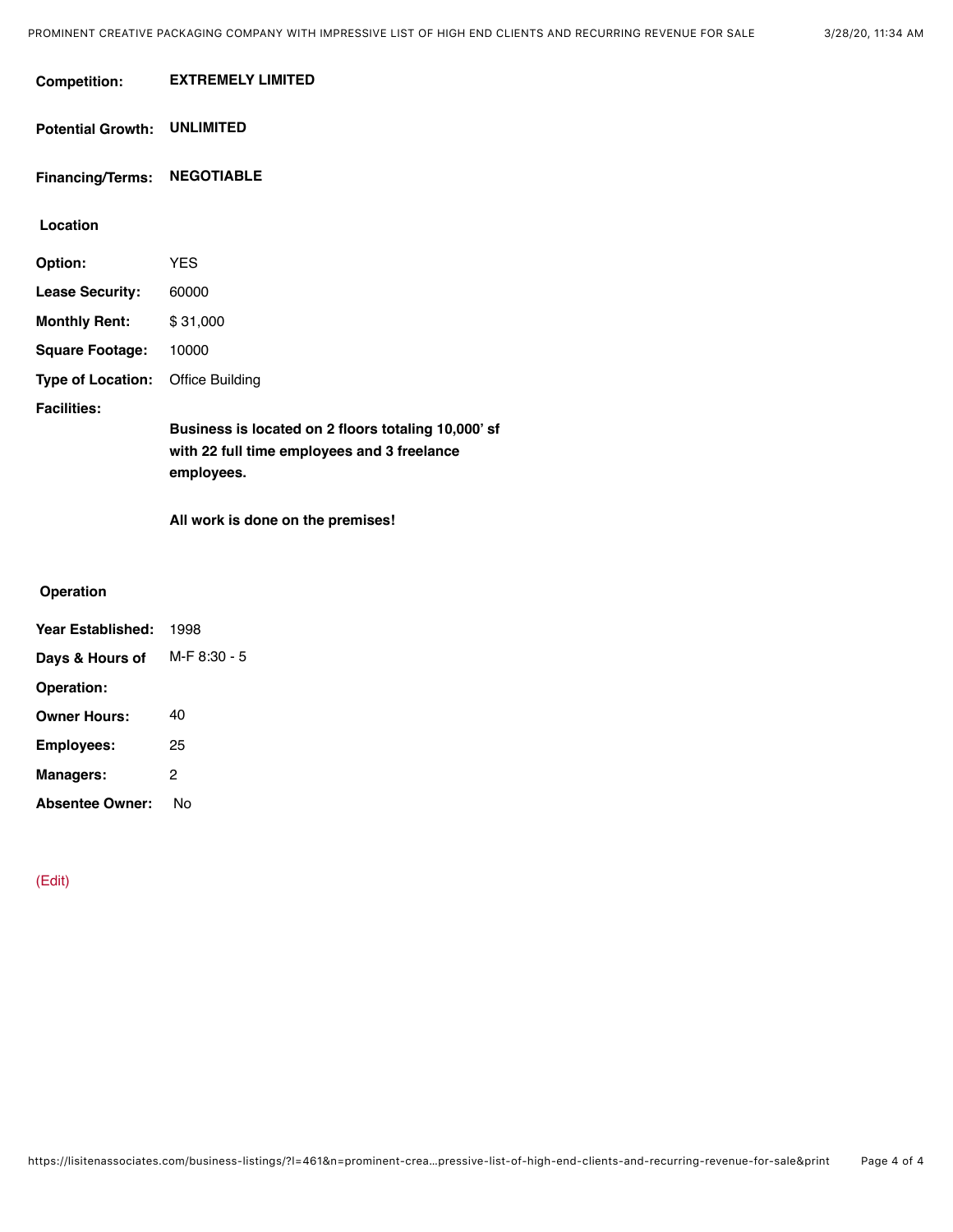| | |
|---|---|
| **Competition:** | **EXTREMELY LIMITED** |
| **Potential Growth:** | **UNLIMITED** |
| **Financing/Terms:** | **NEGOTIABLE** |

### Location

| | |
|---|---|
| **Option:** | YES |
| **Lease Security:** | 60000 |
| **Monthly Rent:** | $ 31,000 |
| **Square Footage:** | 10000 |
| **Type of Location:** | Office Building |
| **Facilities:** | **Business is located on 2 floors totaling 10,000' sf with 22 full time employees and 3 freelance employees.** **All work is done on the premises!** |

### Operation

| | |
|---|---|
| **Year Established:** | 1998 |
| **Days & Hours of Operation:** | M-F 8:30 - 5 |
| **Owner Hours:** | 40 |
| **Employees:** | 25 |
| **Managers:** | 2 |
| **Absentee Owner:** | No |

(Edit)